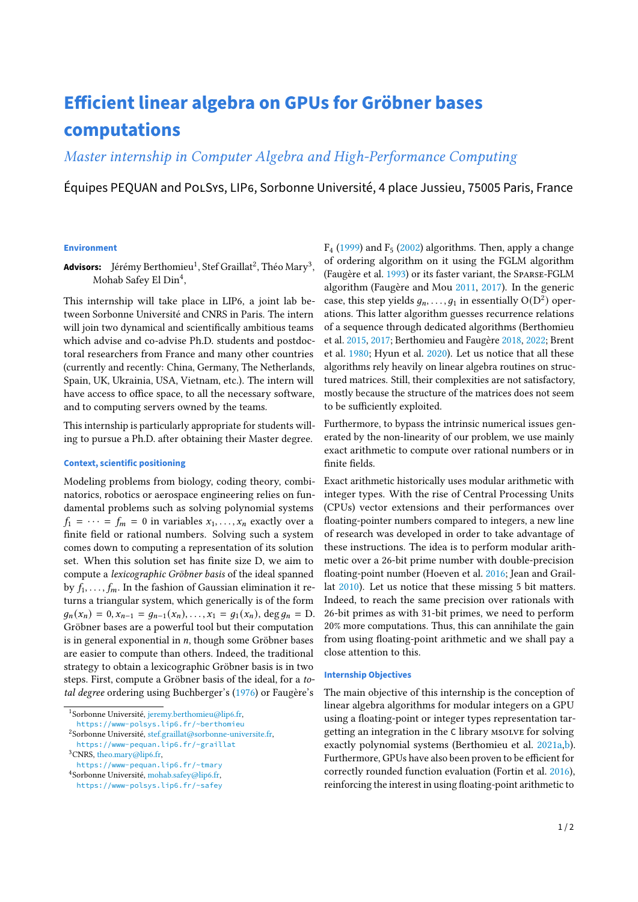# Efficient linear algebra on GPUs for Gröbner bases computations

*Master internship in Computer Algebra and High-Performance Computing*

Équipes PEQUAN and PolSys, LIP6, Sorbonne Université, 4 place Jussieu, 75005 Paris, France

### Environment

**Advisors:** Jérémy Berthomieu[1], Stef Graillat[2], Théo Mary[3], Mohab Safey El Din[4],

This internship will take place in LIP6, a joint lab between Sorbonne Université and CNRS in Paris. The intern will join two dynamical and scientifically ambitious teams which advise and co-advise Ph.D. students and postdoctoral researchers from France and many other countries (currently and recently: China, Germany, The Netherlands, Spain, UK, Ukrainia, USA, Vietnam, etc.). The intern will have access to office space, to all the necessary software, and to computing servers owned by the teams.

This internship is particularly appropriate for students willing to pursue a Ph.D. after obtaining their Master degree.

### Context, scientific positioning

Modeling problems from biology, coding theory, combinatorics, robotics or aerospace engineering relies on fundamental problems such as solving polynomial systems $f_1 = \cdots = f_m = 0$ in variables $x_1, \ldots, x_n$ exactly over a finite field or rational numbers. Solving such a system comes down to computing a representation of its solution set. When this solution set has finite size D, we aim to compute a *lexicographic Gröbner basis* of the ideal spanned by $f_1, \ldots, f_m$. In the fashion of Gaussian elimination it returns a triangular system, which generically is of the form $g_n(x_n) = 0, x_{n-1} = g_{n-1}(x_n), \ldots, x_1 = g_1(x_n)$, $\deg g_n = \mathrm{D}$. Gröbner bases are a powerful tool but their computation is in general exponential in $n$, though some Gröbner bases are easier to compute than others. Indeed, the traditional strategy to obtain a lexicographic Gröbner basis is in two steps. First, compute a Gröbner basis of the ideal, for a *total degree* ordering using Buchberger's (1976) or Faugère's $\mathrm{F}_4$ (1999) and $\mathrm{F}_5$ (2002) algorithms. Then, apply a change of ordering algorithm on it using the FGLM algorithm (Faugère et al. 1993) or its faster variant, the Sparse-FGLM algorithm (Faugère and Mou 2011, 2017). In the generic case, this step yields $g_n, \ldots, g_1$ in essentially $O(\mathrm{D}^2)$ operations. This latter algorithm guesses recurrence relations of a sequence through dedicated algorithms (Berthomieu et al. 2015, 2017; Berthomieu and Faugère 2018, 2022; Brent et al. 1980; Hyun et al. 2020). Let us notice that all these algorithms rely heavily on linear algebra routines on structured matrices. Still, their complexities are not satisfactory, mostly because the structure of the matrices does not seem to be sufficiently exploited.

Furthermore, to bypass the intrinsic numerical issues generated by the non-linearity of our problem, we use mainly exact arithmetic to compute over rational numbers or in finite fields.

Exact arithmetic historically uses modular arithmetic with integer types. With the rise of Central Processing Units (CPUs) vector extensions and their performances over floating-pointer numbers compared to integers, a new line of research was developed in order to take advantage of these instructions. The idea is to perform modular arithmetic over a 26-bit prime number with double-precision floating-point number (Hoeven et al. 2016; Jean and Graillat 2010). Let us notice that these missing 5 bit matters. Indeed, to reach the same precision over rationals with 26-bit primes as with 31-bit primes, we need to perform 20% more computations. Thus, this can annihilate the gain from using floating-point arithmetic and we shall pay a close attention to this.

### Internship Objectives

The main objective of this internship is the conception of linear algebra algorithms for modular integers on a GPU using a floating-point or integer types representation targeting an integration in the C library msolve for solving exactly polynomial systems (Berthomieu et al. 2021a,b). Furthermore, GPUs have also been proven to be efficient for correctly rounded function evaluation (Fortin et al. 2016), reinforcing the interest in using floating-point arithmetic to

---

[1] Sorbonne Université, jeremy.berthomieu@lip6.fr, `https://www-polsys.lip6.fr/~berthomieu`

[2] Sorbonne Université, stef.graillat@sorbonne-universite.fr, `https://www-pequan.lip6.fr/~graillat`

[3] CNRS, theo.mary@lip6.fr, `https://www-pequan.lip6.fr/~tmary`

[4] Sorbonne Université, mohab.safey@lip6.fr, `https://www-polsys.lip6.fr/~safey`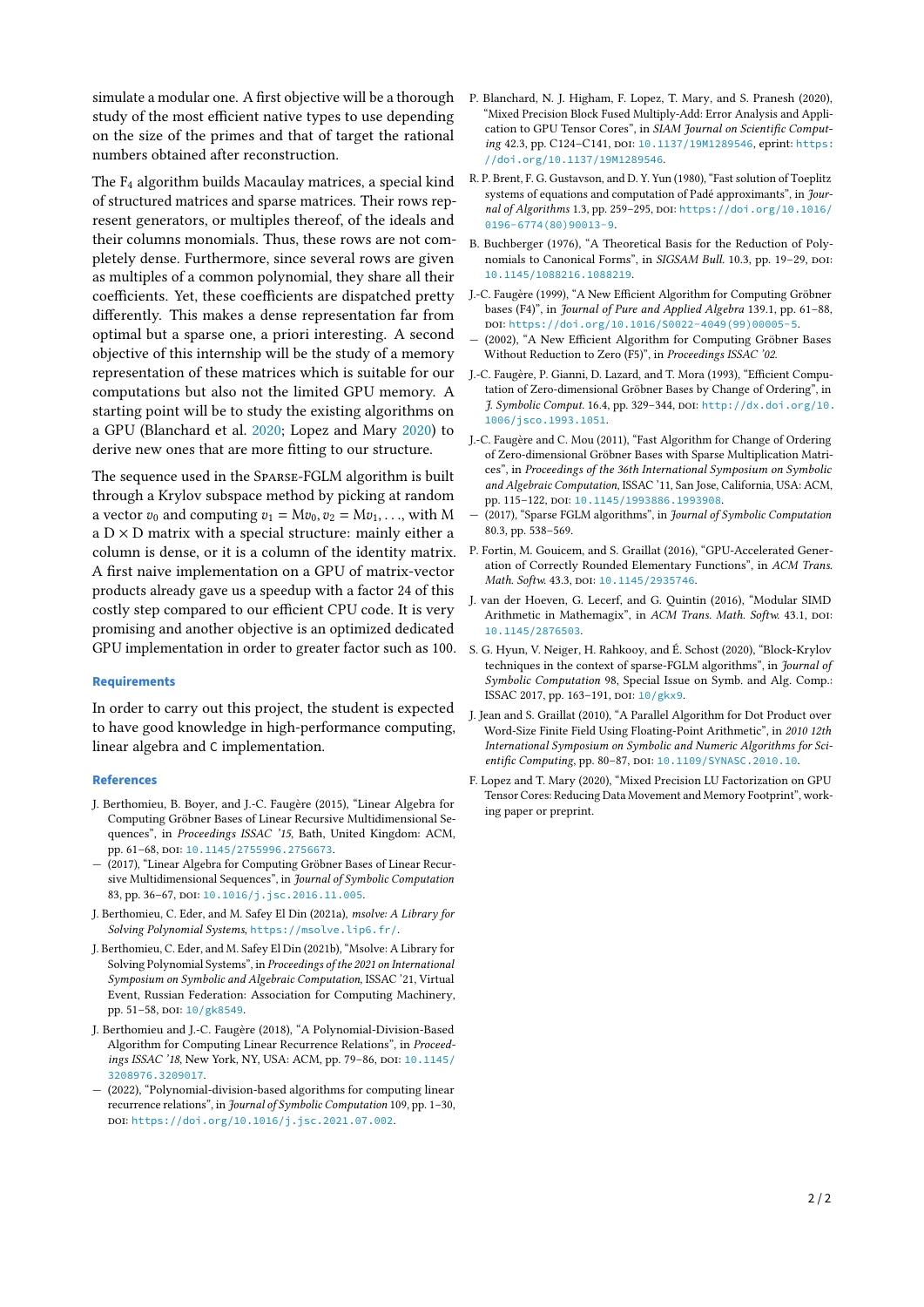simulate a modular one. A first objective will be a thorough study of the most efficient native types to use depending on the size of the primes and that of target the rational numbers obtained after reconstruction.

The $F_4$ algorithm builds Macaulay matrices, a special kind of structured matrices and sparse matrices. Their rows represent generators, or multiples thereof, of the ideals and their columns monomials. Thus, these rows are not completely dense. Furthermore, since several rows are given as multiples of a common polynomial, they share all their coefficients. Yet, these coefficients are dispatched pretty differently. This makes a dense representation far from optimal but a sparse one, a priori interesting. A second objective of this internship will be the study of a memory representation of these matrices which is suitable for our computations but also not the limited GPU memory. A starting point will be to study the existing algorithms on a GPU (Blanchard et al. 2020; Lopez and Mary 2020) to derive new ones that are more fitting to our structure.

The sequence used in the Sparse-FGLM algorithm is built through a Krylov subspace method by picking at random a vector $v_0$ and computing $v_1 = Mv_0, v_2 = Mv_1, \ldots$, with M a $D \times D$ matrix with a special structure: mainly either a column is dense, or it is a column of the identity matrix. A first naive implementation on a GPU of matrix-vector products already gave us a speedup with a factor 24 of this costly step compared to our efficient CPU code. It is very promising and another objective is an optimized dedicated GPU implementation in order to greater factor such as 100.

### Requirements

In order to carry out this project, the student is expected to have good knowledge in high-performance computing, linear algebra and `C` implementation.

### References

- J. Berthomieu, B. Boyer, and J.-C. Faugère (2015), "Linear Algebra for Computing Gröbner Bases of Linear Recursive Multidimensional Sequences", in *Proceedings ISSAC '15*, Bath, United Kingdom: ACM, pp. 61–68, DOI: 10.1145/2755996.2756673.
- — (2017), "Linear Algebra for Computing Gröbner Bases of Linear Recursive Multidimensional Sequences", in *Journal of Symbolic Computation* 83, pp. 36–67, DOI: 10.1016/j.jsc.2016.11.005.
- J. Berthomieu, C. Eder, and M. Safey El Din (2021a), *msolve: A Library for Solving Polynomial Systems*, https://msolve.lip6.fr/.
- J. Berthomieu, C. Eder, and M. Safey El Din (2021b), "Msolve: A Library for Solving Polynomial Systems", in *Proceedings of the 2021 on International Symposium on Symbolic and Algebraic Computation*, ISSAC '21, Virtual Event, Russian Federation: Association for Computing Machinery, pp. 51–58, DOI: 10/gk8549.
- J. Berthomieu and J.-C. Faugère (2018), "A Polynomial-Division-Based Algorithm for Computing Linear Recurrence Relations", in *Proceedings ISSAC '18*, New York, NY, USA: ACM, pp. 79–86, DOI: 10.1145/3208976.3209017.
- — (2022), "Polynomial-division-based algorithms for computing linear recurrence relations", in *Journal of Symbolic Computation* 109, pp. 1–30, DOI: https://doi.org/10.1016/j.jsc.2021.07.002.
- P. Blanchard, N. J. Higham, F. Lopez, T. Mary, and S. Pranesh (2020), "Mixed Precision Block Fused Multiply-Add: Error Analysis and Application to GPU Tensor Cores", in *SIAM Journal on Scientific Computing* 42.3, pp. C124–C141, DOI: 10.1137/19M1289546, eprint: https://doi.org/10.1137/19M1289546.
- R. P. Brent, F. G. Gustavson, and D. Y. Yun (1980), "Fast solution of Toeplitz systems of equations and computation of Padé approximants", in *Journal of Algorithms* 1.3, pp. 259–295, DOI: https://doi.org/10.1016/0196-6774(80)90013-9.
- B. Buchberger (1976), "A Theoretical Basis for the Reduction of Polynomials to Canonical Forms", in *SIGSAM Bull.* 10.3, pp. 19–29, DOI: 10.1145/1088216.1088219.
- J.-C. Faugère (1999), "A New Efficient Algorithm for Computing Gröbner bases (F4)", in *Journal of Pure and Applied Algebra* 139.1, pp. 61–88, DOI: https://doi.org/10.1016/S0022-4049(99)00005-5.
- — (2002), "A New Efficient Algorithm for Computing Gröbner Bases Without Reduction to Zero (F5)", in *Proceedings ISSAC '02*.
- J.-C. Faugère, P. Gianni, D. Lazard, and T. Mora (1993), "Efficient Computation of Zero-dimensional Gröbner Bases by Change of Ordering", in *J. Symbolic Comput.* 16.4, pp. 329–344, DOI: http://dx.doi.org/10.1006/jsco.1993.1051.
- J.-C. Faugère and C. Mou (2011), "Fast Algorithm for Change of Ordering of Zero-dimensional Gröbner Bases with Sparse Multiplication Matrices", in *Proceedings of the 36th International Symposium on Symbolic and Algebraic Computation*, ISSAC '11, San Jose, California, USA: ACM, pp. 115–122, DOI: 10.1145/1993886.1993908.
- — (2017), "Sparse FGLM algorithms", in *Journal of Symbolic Computation* 80.3, pp. 538–569.
- P. Fortin, M. Gouicem, and S. Graillat (2016), "GPU-Accelerated Generation of Correctly Rounded Elementary Functions", in *ACM Trans. Math. Softw.* 43.3, DOI: 10.1145/2935746.
- J. van der Hoeven, G. Lecerf, and G. Quintin (2016), "Modular SIMD Arithmetic in Mathemagix", in *ACM Trans. Math. Softw.* 43.1, DOI: 10.1145/2876503.
- S. G. Hyun, V. Neiger, H. Rahkooy, and É. Schost (2020), "Block-Krylov techniques in the context of sparse-FGLM algorithms", in *Journal of Symbolic Computation* 98, Special Issue on Symb. and Alg. Comp.: ISSAC 2017, pp. 163–191, DOI: 10/gkx9.
- J. Jean and S. Graillat (2010), "A Parallel Algorithm for Dot Product over Word-Size Finite Field Using Floating-Point Arithmetic", in *2010 12th International Symposium on Symbolic and Numeric Algorithms for Scientific Computing*, pp. 80–87, DOI: 10.1109/SYNASC.2010.10.
- F. Lopez and T. Mary (2020), "Mixed Precision LU Factorization on GPU Tensor Cores: Reducing Data Movement and Memory Footprint", working paper or preprint.